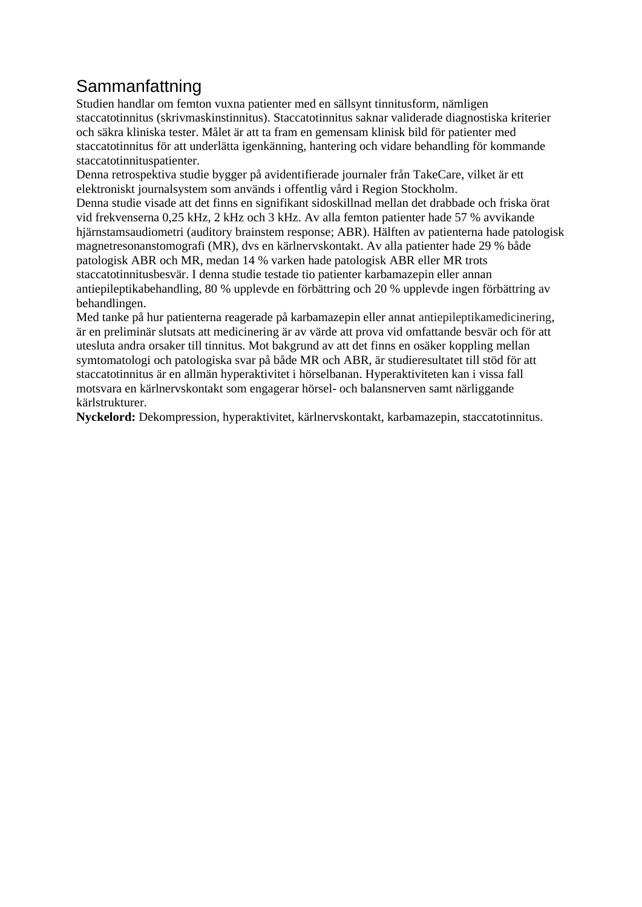# Sammanfattning

Studien handlar om femton vuxna patienter med en sällsynt tinnitusform, nämligen staccatotinnitus (skrivmaskinstinnitus). Staccatotinnitus saknar validerade diagnostiska kriterier och säkra kliniska tester. Målet är att ta fram en gemensam klinisk bild för patienter med staccatotinnitus för att underlätta igenkänning, hantering och vidare behandling för kommande staccatotinnituspatienter.

Denna retrospektiva studie bygger på avidentifierade journaler från TakeCare, vilket är ett elektroniskt journalsystem som används i offentlig vård i Region Stockholm.

Denna studie visade att det finns en signifikant sidoskillnad mellan det drabbade och friska örat vid frekvenserna 0,25 kHz, 2 kHz och 3 kHz. Av alla femton patienter hade 57 % avvikande hjärnstamsaudiometri (auditory brainstem response; ABR). Hälften av patienterna hade patologisk magnetresonanstomografi (MR), dvs en kärlnervskontakt. Av alla patienter hade 29 % både patologisk ABR och MR, medan 14 % varken hade patologisk ABR eller MR trots staccatotinnitusbesvär. I denna studie testade tio patienter karbamazepin eller annan antiepileptikabehandling, 80 % upplevde en förbättring och 20 % upplevde ingen förbättring av behandlingen.

Med tanke på hur patienterna reagerade på karbamazepin eller annat antiepileptikamedicinering, är en preliminär slutsats att medicinering är av värde att prova vid omfattande besvär och för att utesluta andra orsaker till tinnitus. Mot bakgrund av att det finns en osäker koppling mellan symtomatologi och patologiska svar på både MR och ABR, är studieresultatet till stöd för att staccatotinnitus är en allmän hyperaktivitet i hörselbanan. Hyperaktiviteten kan i vissa fall motsvara en kärlnervskontakt som engagerar hörsel- och balansnerven samt närliggande kärlstrukturer.

**Nyckelord:** Dekompression, hyperaktivitet, kärlnervskontakt, karbamazepin, staccatotinnitus.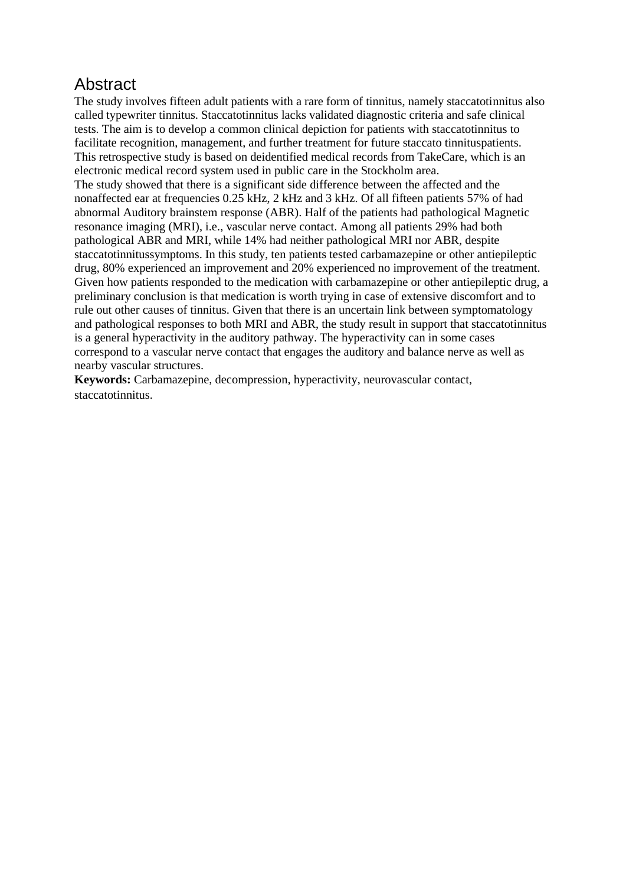# Abstract

The study involves fifteen adult patients with a rare form of tinnitus, namely staccatotinnitus also called typewriter tinnitus. Staccatotinnitus lacks validated diagnostic criteria and safe clinical tests. The aim is to develop a common clinical depiction for patients with staccatotinnitus to facilitate recognition, management, and further treatment for future staccato tinnituspatients. This retrospective study is based on deidentified medical records from TakeCare, which is an electronic medical record system used in public care in the Stockholm area.

The study showed that there is a significant side difference between the affected and the nonaffected ear at frequencies 0.25 kHz, 2 kHz and 3 kHz. Of all fifteen patients 57% of had abnormal Auditory brainstem response (ABR). Half of the patients had pathological Magnetic resonance imaging (MRI), i.e., vascular nerve contact. Among all patients 29% had both pathological ABR and MRI, while 14% had neither pathological MRI nor ABR, despite staccatotinnitussymptoms. In this study, ten patients tested carbamazepine or other antiepileptic drug, 80% experienced an improvement and 20% experienced no improvement of the treatment. Given how patients responded to the medication with carbamazepine or other antiepileptic drug, a preliminary conclusion is that medication is worth trying in case of extensive discomfort and to rule out other causes of tinnitus. Given that there is an uncertain link between symptomatology and pathological responses to both MRI and ABR, the study result in support that staccatotinnitus is a general hyperactivity in the auditory pathway. The hyperactivity can in some cases correspond to a vascular nerve contact that engages the auditory and balance nerve as well as nearby vascular structures.

**Keywords:** Carbamazepine, decompression, hyperactivity, neurovascular contact, staccatotinnitus.